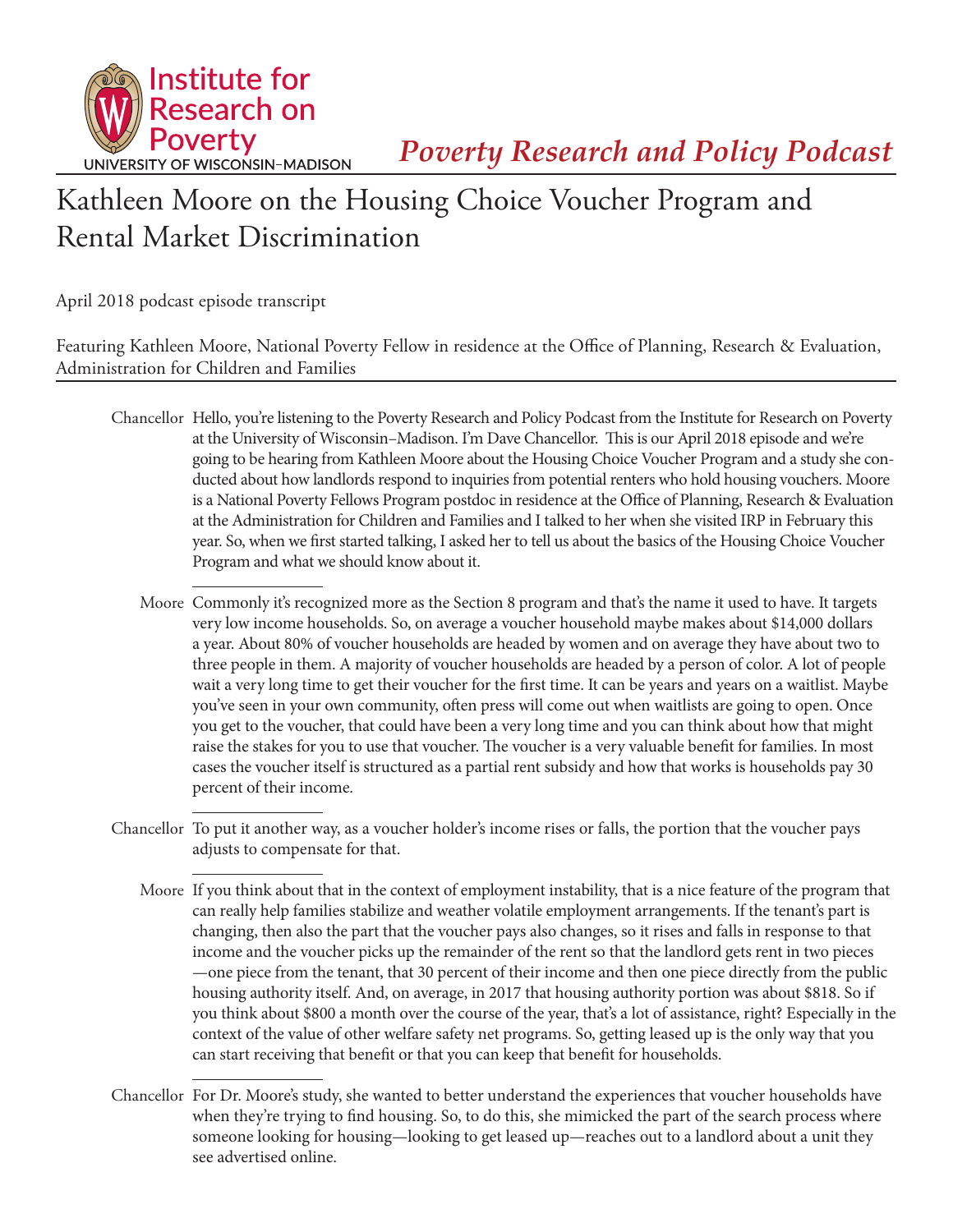Institute for Research on Poverty
UNIVERSITY OF WISCONSIN–MADISON

*Poverty Research and Policy Podcast*

# Kathleen Moore on the Housing Choice Voucher Program and Rental Market Discrimination

April 2018 podcast episode transcript

Featuring Kathleen Moore, National Poverty Fellow in residence at the Office of Planning, Research & Evaluation, Administration for Children and Families

---

**Chancellor** Hello, you're listening to the Poverty Research and Policy Podcast from the Institute for Research on Poverty at the University of Wisconsin–Madison. I'm Dave Chancellor. This is our April 2018 episode and we're going to be hearing from Kathleen Moore about the Housing Choice Voucher Program and a study she conducted about how landlords respond to inquiries from potential renters who hold housing vouchers. Moore is a National Poverty Fellows Program postdoc in residence at the Office of Planning, Research & Evaluation at the Administration for Children and Families and I talked to her when she visited IRP in February this year. So, when we first started talking, I asked her to tell us about the basics of the Housing Choice Voucher Program and what we should know about it.

**Moore** Commonly it's recognized more as the Section 8 program and that's the name it used to have. It targets very low income households. So, on average a voucher household maybe makes about $14,000 dollars a year. About 80% of voucher households are headed by women and on average they have about two to three people in them. A majority of voucher households are headed by a person of color. A lot of people wait a very long time to get their voucher for the first time. It can be years and years on a waitlist. Maybe you've seen in your own community, often press will come out when waitlists are going to open. Once you get to the voucher, that could have been a very long time and you can think about how that might raise the stakes for you to use that voucher. The voucher is a very valuable benefit for families. In most cases the voucher itself is structured as a partial rent subsidy and how that works is households pay 30 percent of their income.

**Chancellor** To put it another way, as a voucher holder's income rises or falls, the portion that the voucher pays adjusts to compensate for that.

**Moore** If you think about that in the context of employment instability, that is a nice feature of the program that can really help families stabilize and weather volatile employment arrangements. If the tenant's part is changing, then also the part that the voucher pays also changes, so it rises and falls in response to that income and the voucher picks up the remainder of the rent so that the landlord gets rent in two pieces —one piece from the tenant, that 30 percent of their income and then one piece directly from the public housing authority itself. And, on average, in 2017 that housing authority portion was about $818. So if you think about $800 a month over the course of the year, that's a lot of assistance, right? Especially in the context of the value of other welfare safety net programs. So, getting leased up is the only way that you can start receiving that benefit or that you can keep that benefit for households.

**Chancellor** For Dr. Moore's study, she wanted to better understand the experiences that voucher households have when they're trying to find housing. So, to do this, she mimicked the part of the search process where someone looking for housing—looking to get leased up—reaches out to a landlord about a unit they see advertised online.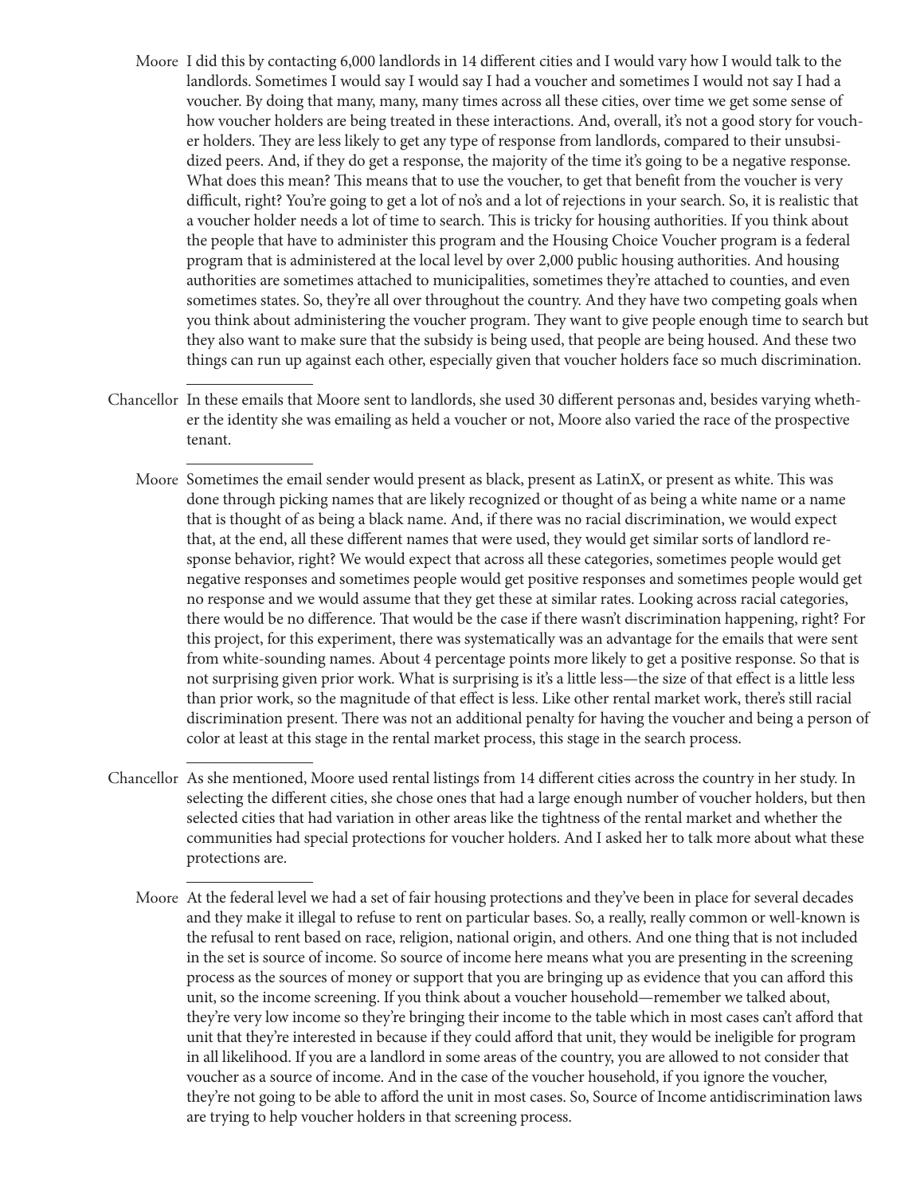**Moore** I did this by contacting 6,000 landlords in 14 different cities and I would vary how I would talk to the landlords. Sometimes I would say I would say I had a voucher and sometimes I would not say I had a voucher. By doing that many, many, many times across all these cities, over time we get some sense of how voucher holders are being treated in these interactions. And, overall, it's not a good story for voucher holders. They are less likely to get any type of response from landlords, compared to their unsubsidized peers. And, if they do get a response, the majority of the time it's going to be a negative response. What does this mean? This means that to use the voucher, to get that benefit from the voucher is very difficult, right? You're going to get a lot of no's and a lot of rejections in your search. So, it is realistic that a voucher holder needs a lot of time to search. This is tricky for housing authorities. If you think about the people that have to administer this program and the Housing Choice Voucher program is a federal program that is administered at the local level by over 2,000 public housing authorities. And housing authorities are sometimes attached to municipalities, sometimes they're attached to counties, and even sometimes states. So, they're all over throughout the country. And they have two competing goals when you think about administering the voucher program. They want to give people enough time to search but they also want to make sure that the subsidy is being used, that people are being housed. And these two things can run up against each other, especially given that voucher holders face so much discrimination.

**Chancellor** In these emails that Moore sent to landlords, she used 30 different personas and, besides varying whether the identity she was emailing as held a voucher or not, Moore also varied the race of the prospective tenant.

**Moore** Sometimes the email sender would present as black, present as LatinX, or present as white. This was done through picking names that are likely recognized or thought of as being a white name or a name that is thought of as being a black name. And, if there was no racial discrimination, we would expect that, at the end, all these different names that were used, they would get similar sorts of landlord response behavior, right? We would expect that across all these categories, sometimes people would get negative responses and sometimes people would get positive responses and sometimes people would get no response and we would assume that they get these at similar rates. Looking across racial categories, there would be no difference. That would be the case if there wasn't discrimination happening, right? For this project, for this experiment, there was systematically was an advantage for the emails that were sent from white-sounding names. About 4 percentage points more likely to get a positive response. So that is not surprising given prior work. What is surprising is it's a little less—the size of that effect is a little less than prior work, so the magnitude of that effect is less. Like other rental market work, there's still racial discrimination present. There was not an additional penalty for having the voucher and being a person of color at least at this stage in the rental market process, this stage in the search process.

**Chancellor** As she mentioned, Moore used rental listings from 14 different cities across the country in her study. In selecting the different cities, she chose ones that had a large enough number of voucher holders, but then selected cities that had variation in other areas like the tightness of the rental market and whether the communities had special protections for voucher holders. And I asked her to talk more about what these protections are.

**Moore** At the federal level we had a set of fair housing protections and they've been in place for several decades and they make it illegal to refuse to rent on particular bases. So, a really, really common or well-known is the refusal to rent based on race, religion, national origin, and others. And one thing that is not included in the set is source of income. So source of income here means what you are presenting in the screening process as the sources of money or support that you are bringing up as evidence that you can afford this unit, so the income screening. If you think about a voucher household—remember we talked about, they're very low income so they're bringing their income to the table which in most cases can't afford that unit that they're interested in because if they could afford that unit, they would be ineligible for program in all likelihood. If you are a landlord in some areas of the country, you are allowed to not consider that voucher as a source of income. And in the case of the voucher household, if you ignore the voucher, they're not going to be able to afford the unit in most cases. So, Source of Income antidiscrimination laws are trying to help voucher holders in that screening process.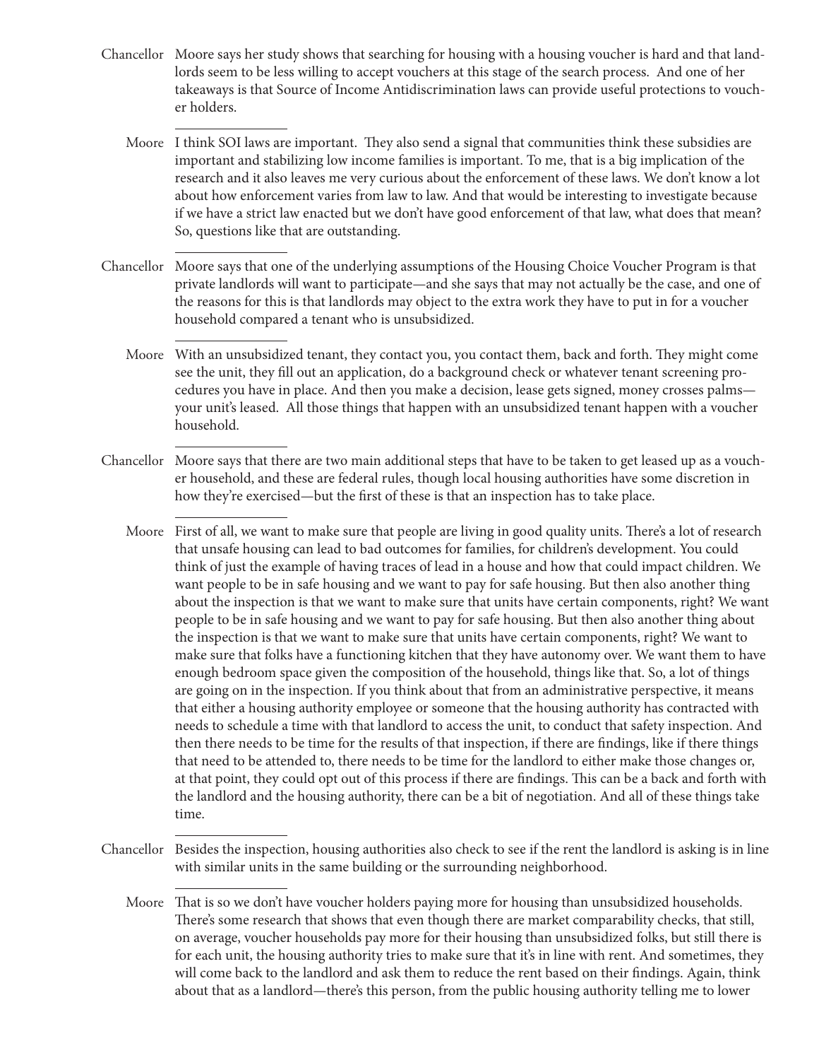**Chancellor** Moore says her study shows that searching for housing with a housing voucher is hard and that landlords seem to be less willing to accept vouchers at this stage of the search process. And one of her takeaways is that Source of Income Antidiscrimination laws can provide useful protections to voucher holders.

**Moore** I think SOI laws are important. They also send a signal that communities think these subsidies are important and stabilizing low income families is important. To me, that is a big implication of the research and it also leaves me very curious about the enforcement of these laws. We don't know a lot about how enforcement varies from law to law. And that would be interesting to investigate because if we have a strict law enacted but we don't have good enforcement of that law, what does that mean? So, questions like that are outstanding.

**Chancellor** Moore says that one of the underlying assumptions of the Housing Choice Voucher Program is that private landlords will want to participate—and she says that may not actually be the case, and one of the reasons for this is that landlords may object to the extra work they have to put in for a voucher household compared a tenant who is unsubsidized.

**Moore** With an unsubsidized tenant, they contact you, you contact them, back and forth. They might come see the unit, they fill out an application, do a background check or whatever tenant screening procedures you have in place. And then you make a decision, lease gets signed, money crosses palms—your unit's leased. All those things that happen with an unsubsidized tenant happen with a voucher household.

**Chancellor** Moore says that there are two main additional steps that have to be taken to get leased up as a voucher household, and these are federal rules, though local housing authorities have some discretion in how they're exercised—but the first of these is that an inspection has to take place.

**Moore** First of all, we want to make sure that people are living in good quality units. There's a lot of research that unsafe housing can lead to bad outcomes for families, for children's development. You could think of just the example of having traces of lead in a house and how that could impact children. We want people to be in safe housing and we want to pay for safe housing. But then also another thing about the inspection is that we want to make sure that units have certain components, right? We want people to be in safe housing and we want to pay for safe housing. But then also another thing about the inspection is that we want to make sure that units have certain components, right? We want to make sure that folks have a functioning kitchen that they have autonomy over. We want them to have enough bedroom space given the composition of the household, things like that. So, a lot of things are going on in the inspection. If you think about that from an administrative perspective, it means that either a housing authority employee or someone that the housing authority has contracted with needs to schedule a time with that landlord to access the unit, to conduct that safety inspection. And then there needs to be time for the results of that inspection, if there are findings, like if there things that need to be attended to, there needs to be time for the landlord to either make those changes or, at that point, they could opt out of this process if there are findings. This can be a back and forth with the landlord and the housing authority, there can be a bit of negotiation. And all of these things take time.

**Chancellor** Besides the inspection, housing authorities also check to see if the rent the landlord is asking is in line with similar units in the same building or the surrounding neighborhood.

**Moore** That is so we don't have voucher holders paying more for housing than unsubsidized households. There's some research that shows that even though there are market comparability checks, that still, on average, voucher households pay more for their housing than unsubsidized folks, but still there is for each unit, the housing authority tries to make sure that it's in line with rent. And sometimes, they will come back to the landlord and ask them to reduce the rent based on their findings. Again, think about that as a landlord—there's this person, from the public housing authority telling me to lower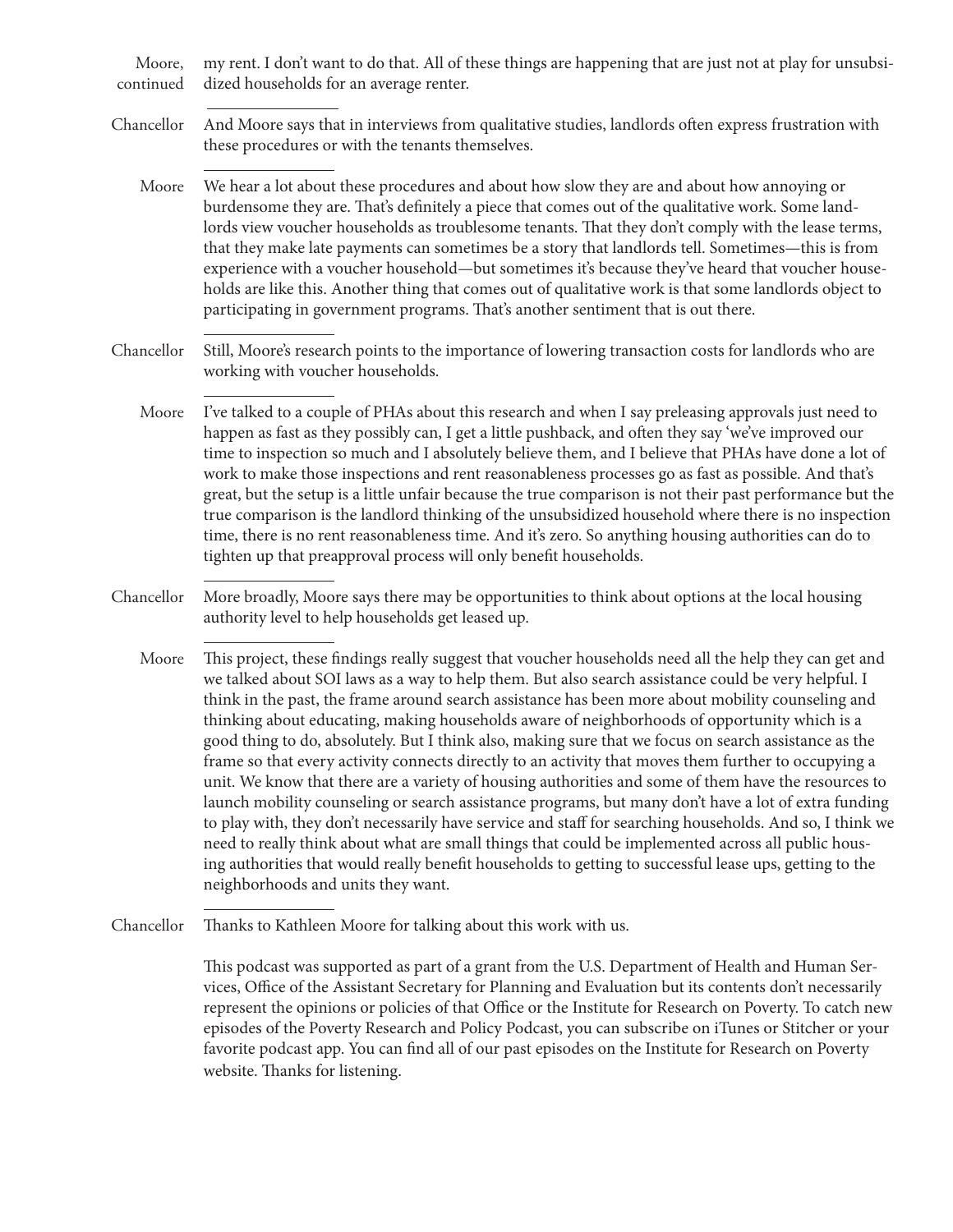**Moore, continued** my rent. I don't want to do that. All of these things are happening that are just not at play for unsubsidized households for an average renter.

**Chancellor** And Moore says that in interviews from qualitative studies, landlords often express frustration with these procedures or with the tenants themselves.

**Moore** We hear a lot about these procedures and about how slow they are and about how annoying or burdensome they are. That's definitely a piece that comes out of the qualitative work. Some landlords view voucher households as troublesome tenants. That they don't comply with the lease terms, that they make late payments can sometimes be a story that landlords tell. Sometimes—this is from experience with a voucher household—but sometimes it's because they've heard that voucher households are like this. Another thing that comes out of qualitative work is that some landlords object to participating in government programs. That's another sentiment that is out there.

**Chancellor** Still, Moore's research points to the importance of lowering transaction costs for landlords who are working with voucher households.

**Moore** I've talked to a couple of PHAs about this research and when I say preleasing approvals just need to happen as fast as they possibly can, I get a little pushback, and often they say 'we've improved our time to inspection so much and I absolutely believe them, and I believe that PHAs have done a lot of work to make those inspections and rent reasonableness processes go as fast as possible. And that's great, but the setup is a little unfair because the true comparison is not their past performance but the true comparison is the landlord thinking of the unsubsidized household where there is no inspection time, there is no rent reasonableness time. And it's zero. So anything housing authorities can do to tighten up that preapproval process will only benefit households.

**Chancellor** More broadly, Moore says there may be opportunities to think about options at the local housing authority level to help households get leased up.

**Moore** This project, these findings really suggest that voucher households need all the help they can get and we talked about SOI laws as a way to help them. But also search assistance could be very helpful. I think in the past, the frame around search assistance has been more about mobility counseling and thinking about educating, making households aware of neighborhoods of opportunity which is a good thing to do, absolutely. But I think also, making sure that we focus on search assistance as the frame so that every activity connects directly to an activity that moves them further to occupying a unit. We know that there are a variety of housing authorities and some of them have the resources to launch mobility counseling or search assistance programs, but many don't have a lot of extra funding to play with, they don't necessarily have service and staff for searching households. And so, I think we need to really think about what are small things that could be implemented across all public housing authorities that would really benefit households to getting to successful lease ups, getting to the neighborhoods and units they want.

**Chancellor** Thanks to Kathleen Moore for talking about this work with us.

This podcast was supported as part of a grant from the U.S. Department of Health and Human Services, Office of the Assistant Secretary for Planning and Evaluation but its contents don't necessarily represent the opinions or policies of that Office or the Institute for Research on Poverty. To catch new episodes of the Poverty Research and Policy Podcast, you can subscribe on iTunes or Stitcher or your favorite podcast app. You can find all of our past episodes on the Institute for Research on Poverty website. Thanks for listening.